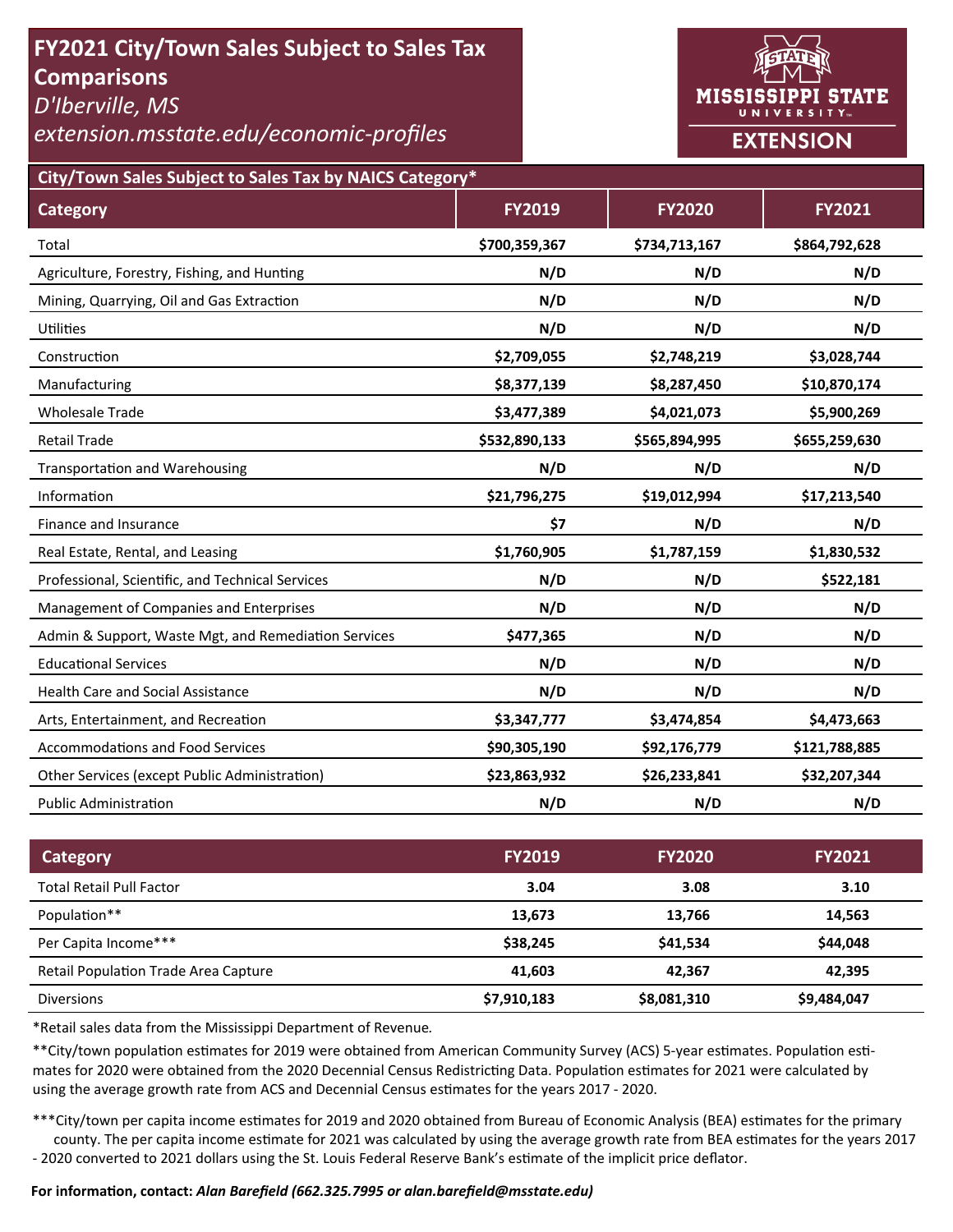# FY2021 City/Town Sales Subject to Sales Tax Comparisons

*D'Iberville, MS*

*extension.msstate.edu/economic-profiles*

MISSISSIPPI STATE UNIVERSITY EXTENSION

## City/Town Sales Subject to Sales Tax by NAICS Category*

| Category | FY2019 | FY2020 | FY2021 |
|---|---|---|---|
| Total | $700,359,367 | $734,713,167 | $864,792,628 |
| Agriculture, Forestry, Fishing, and Hunting | N/D | N/D | N/D |
| Mining, Quarrying, Oil and Gas Extraction | N/D | N/D | N/D |
| Utilities | N/D | N/D | N/D |
| Construction | $2,709,055 | $2,748,219 | $3,028,744 |
| Manufacturing | $8,377,139 | $8,287,450 | $10,870,174 |
| Wholesale Trade | $3,477,389 | $4,021,073 | $5,900,269 |
| Retail Trade | $532,890,133 | $565,894,995 | $655,259,630 |
| Transportation and Warehousing | N/D | N/D | N/D |
| Information | $21,796,275 | $19,012,994 | $17,213,540 |
| Finance and Insurance | $7 | N/D | N/D |
| Real Estate, Rental, and Leasing | $1,760,905 | $1,787,159 | $1,830,532 |
| Professional, Scientific, and Technical Services | N/D | N/D | $522,181 |
| Management of Companies and Enterprises | N/D | N/D | N/D |
| Admin & Support, Waste Mgt, and Remediation Services | $477,365 | N/D | N/D |
| Educational Services | N/D | N/D | N/D |
| Health Care and Social Assistance | N/D | N/D | N/D |
| Arts, Entertainment, and Recreation | $3,347,777 | $3,474,854 | $4,473,663 |
| Accommodations and Food Services | $90,305,190 | $92,176,779 | $121,788,885 |
| Other Services (except Public Administration) | $23,863,932 | $26,233,841 | $32,207,344 |
| Public Administration | N/D | N/D | N/D |

| Category | FY2019 | FY2020 | FY2021 |
|---|---|---|---|
| Total Retail Pull Factor | 3.04 | 3.08 | 3.10 |
| Population** | 13,673 | 13,766 | 14,563 |
| Per Capita Income*** | $38,245 | $41,534 | $44,048 |
| Retail Population Trade Area Capture | 41,603 | 42,367 | 42,395 |
| Diversions | $7,910,183 | $8,081,310 | $9,484,047 |

*Retail sales data from the Mississippi Department of Revenue.

**City/town population estimates for 2019 were obtained from American Community Survey (ACS) 5-year estimates. Population estimates for 2020 were obtained from the 2020 Decennial Census Redistricting Data. Population estimates for 2021 were calculated by using the average growth rate from ACS and Decennial Census estimates for the years 2017 - 2020.

***City/town per capita income estimates for 2019 and 2020 obtained from Bureau of Economic Analysis (BEA) estimates for the primary county. The per capita income estimate for 2021 was calculated by using the average growth rate from BEA estimates for the years 2017 - 2020 converted to 2021 dollars using the St. Louis Federal Reserve Bank's estimate of the implicit price deflator.

**For information, contact:** ***Alan Barefield (662.325.7995 or alan.barefield@msstate.edu)***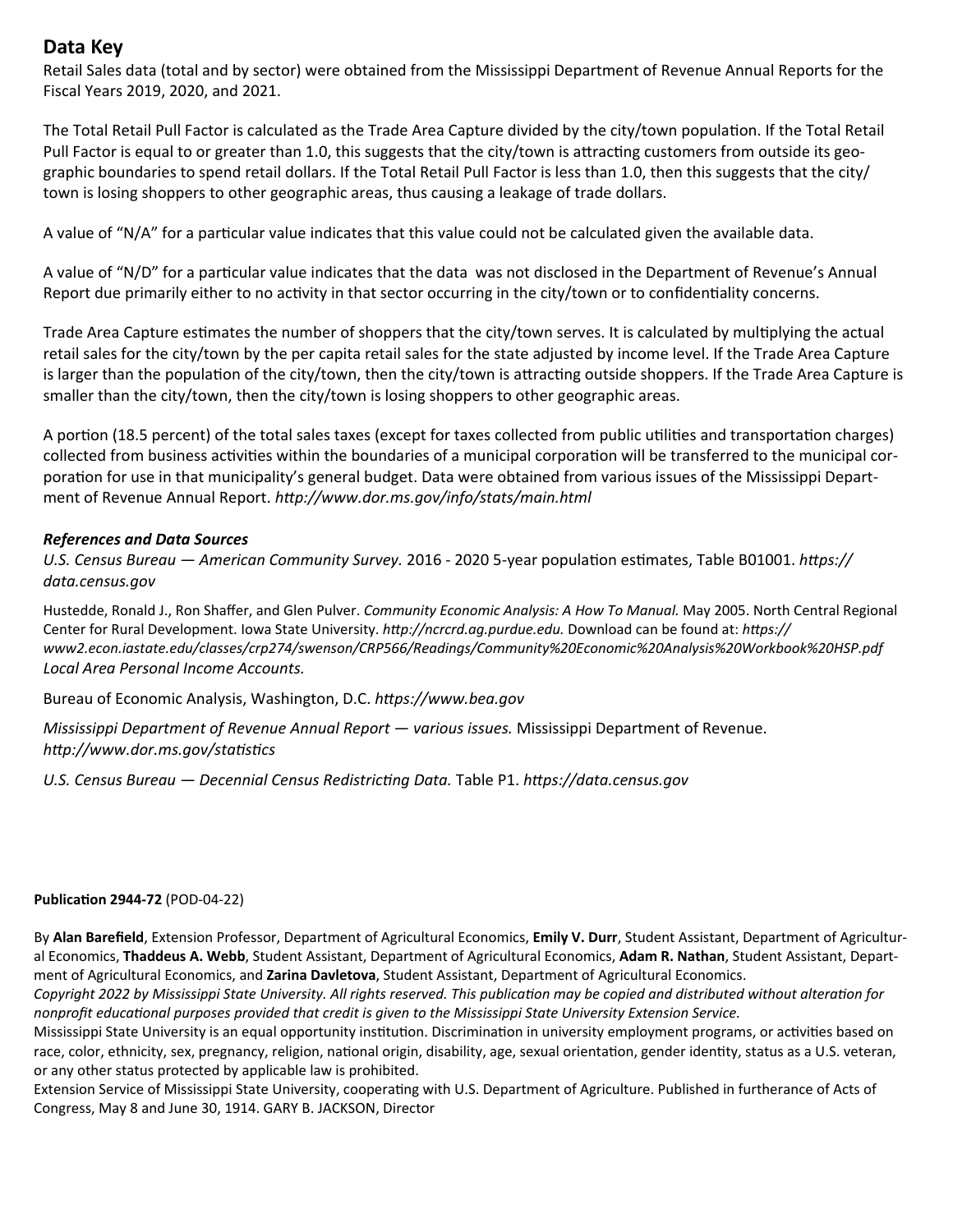## Data Key

Retail Sales data (total and by sector) were obtained from the Mississippi Department of Revenue Annual Reports for the Fiscal Years 2019, 2020, and 2021.

The Total Retail Pull Factor is calculated as the Trade Area Capture divided by the city/town population. If the Total Retail Pull Factor is equal to or greater than 1.0, this suggests that the city/town is attracting customers from outside its geographic boundaries to spend retail dollars. If the Total Retail Pull Factor is less than 1.0, then this suggests that the city/town is losing shoppers to other geographic areas, thus causing a leakage of trade dollars.

A value of "N/A" for a particular value indicates that this value could not be calculated given the available data.

A value of "N/D" for a particular value indicates that the data was not disclosed in the Department of Revenue's Annual Report due primarily either to no activity in that sector occurring in the city/town or to confidentiality concerns.

Trade Area Capture estimates the number of shoppers that the city/town serves. It is calculated by multiplying the actual retail sales for the city/town by the per capita retail sales for the state adjusted by income level. If the Trade Area Capture is larger than the population of the city/town, then the city/town is attracting outside shoppers. If the Trade Area Capture is smaller than the city/town, then the city/town is losing shoppers to other geographic areas.

A portion (18.5 percent) of the total sales taxes (except for taxes collected from public utilities and transportation charges) collected from business activities within the boundaries of a municipal corporation will be transferred to the municipal corporation for use in that municipality's general budget. Data were obtained from various issues of the Mississippi Department of Revenue Annual Report. *http://www.dor.ms.gov/info/stats/main.html*

### *References and Data Sources*

*U.S. Census Bureau — American Community Survey.* 2016 - 2020 5-year population estimates, Table B01001. *https://data.census.gov*

Hustedde, Ronald J., Ron Shaffer, and Glen Pulver. *Community Economic Analysis: A How To Manual.* May 2005. North Central Regional Center for Rural Development. Iowa State University. *http://ncrcrd.ag.purdue.edu.* Download can be found at: *https://www2.econ.iastate.edu/classes/crp274/swenson/CRP566/Readings/Community%20Economic%20Analysis%20Workbook%20HSP.pdf* *Local Area Personal Income Accounts.*

Bureau of Economic Analysis, Washington, D.C. *https://www.bea.gov*

*Mississippi Department of Revenue Annual Report — various issues.* Mississippi Department of Revenue. *http://www.dor.ms.gov/statistics*

*U.S. Census Bureau — Decennial Census Redistricting Data.* Table P1. *https://data.census.gov*

**Publication 2944-72** (POD-04-22)

By **Alan Barefield**, Extension Professor, Department of Agricultural Economics, **Emily V. Durr**, Student Assistant, Department of Agricultural Economics, **Thaddeus A. Webb**, Student Assistant, Department of Agricultural Economics, **Adam R. Nathan**, Student Assistant, Department of Agricultural Economics, and **Zarina Davletova**, Student Assistant, Department of Agricultural Economics.

*Copyright 2022 by Mississippi State University. All rights reserved. This publication may be copied and distributed without alteration for nonprofit educational purposes provided that credit is given to the Mississippi State University Extension Service.*

Mississippi State University is an equal opportunity institution. Discrimination in university employment programs, or activities based on race, color, ethnicity, sex, pregnancy, religion, national origin, disability, age, sexual orientation, gender identity, status as a U.S. veteran, or any other status protected by applicable law is prohibited.

Extension Service of Mississippi State University, cooperating with U.S. Department of Agriculture. Published in furtherance of Acts of Congress, May 8 and June 30, 1914. GARY B. JACKSON, Director